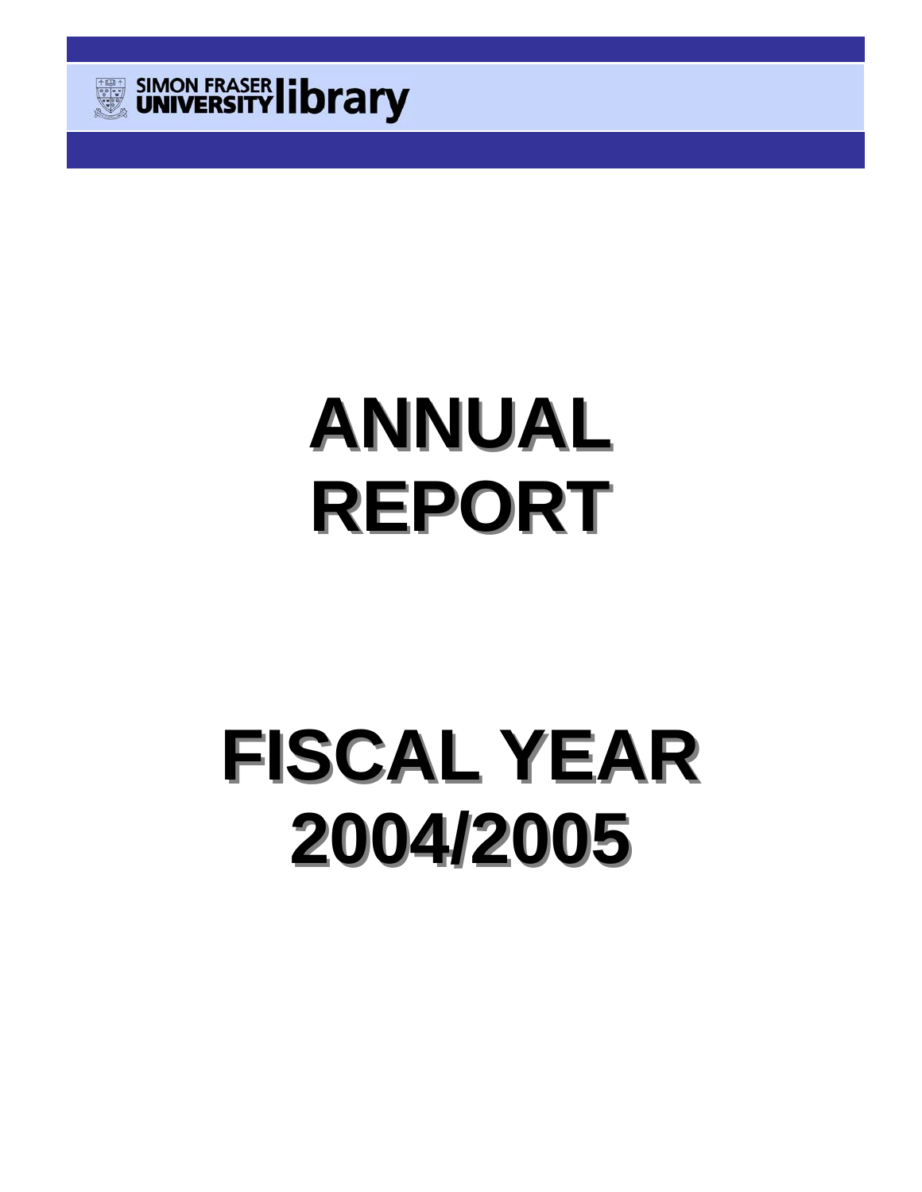SIMON FRASER UNIVERSITY library

# ANNUAL REPORT

# FISCAL YEAR 2004/2005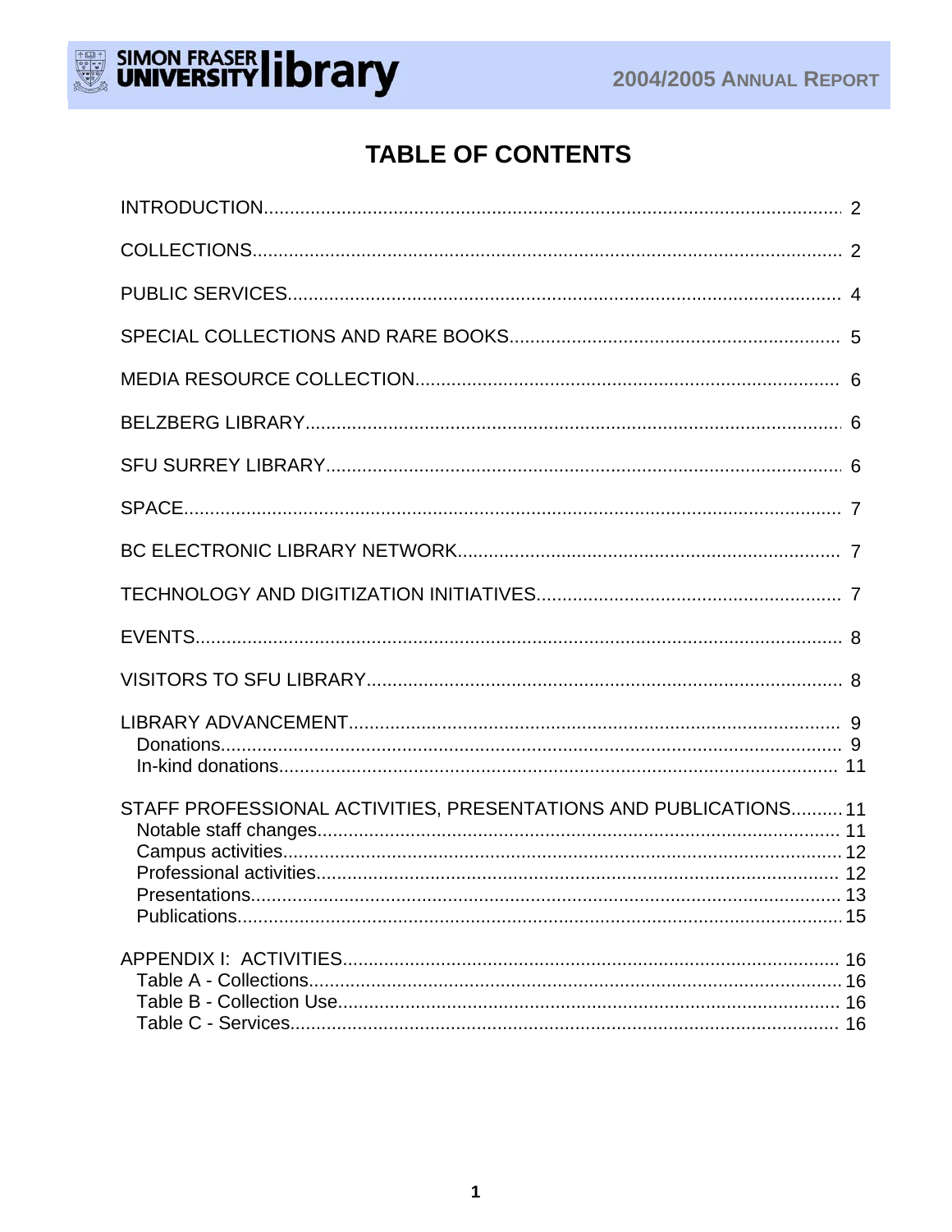# TABLE OF CONTENTS

INTRODUCTION....................................................................................................... 2

COLLECTIONS......................................................................................................... 2

PUBLIC SERVICES.................................................................................................. 4

SPECIAL COLLECTIONS AND RARE BOOKS............................................................... 5

MEDIA RESOURCE COLLECTION................................................................................ 6

BELZBERG LIBRARY................................................................................................ 6

SFU SURREY LIBRARY............................................................................................ 6

SPACE.................................................................................................................... 7

BC ELECTRONIC LIBRARY NETWORK......................................................................... 7

TECHNOLOGY AND DIGITIZATION INITIATIVES............................................................ 7

EVENTS.................................................................................................................. 8

VISITORS TO SFU LIBRARY...................................................................................... 8

LIBRARY ADVANCEMENT........................................................................................... 9
- Donations................................................................................................................ 9
- In-kind donations.................................................................................................... 11

STAFF PROFESSIONAL ACTIVITIES, PRESENTATIONS AND PUBLICATIONS.......... 11
- Notable staff changes............................................................................................. 11
- Campus activities................................................................................................... 12
- Professional activities............................................................................................ 12
- Presentations.......................................................................................................... 13
- Publications............................................................................................................ 15

APPENDIX I: ACTIVITIES.......................................................................................... 16
- Table A - Collections............................................................................................... 16
- Table B - Collection Use......................................................................................... 16
- Table C - Services.................................................................................................. 16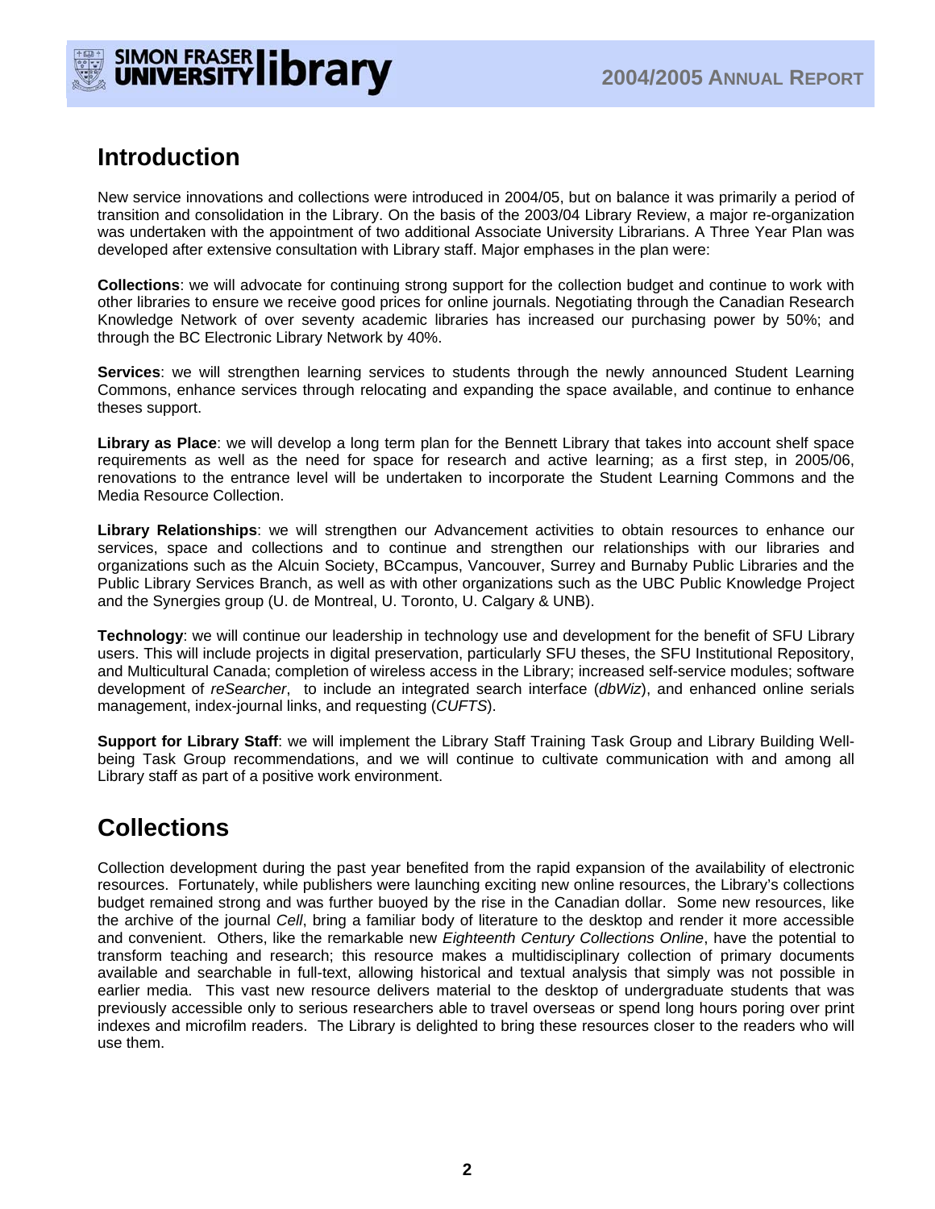# Introduction

New service innovations and collections were introduced in 2004/05, but on balance it was primarily a period of transition and consolidation in the Library. On the basis of the 2003/04 Library Review, a major re-organization was undertaken with the appointment of two additional Associate University Librarians. A Three Year Plan was developed after extensive consultation with Library staff. Major emphases in the plan were:

**Collections**: we will advocate for continuing strong support for the collection budget and continue to work with other libraries to ensure we receive good prices for online journals. Negotiating through the Canadian Research Knowledge Network of over seventy academic libraries has increased our purchasing power by 50%; and through the BC Electronic Library Network by 40%.

**Services**: we will strengthen learning services to students through the newly announced Student Learning Commons, enhance services through relocating and expanding the space available, and continue to enhance theses support.

**Library as Place**: we will develop a long term plan for the Bennett Library that takes into account shelf space requirements as well as the need for space for research and active learning; as a first step, in 2005/06, renovations to the entrance level will be undertaken to incorporate the Student Learning Commons and the Media Resource Collection.

**Library Relationships**: we will strengthen our Advancement activities to obtain resources to enhance our services, space and collections and to continue and strengthen our relationships with our libraries and organizations such as the Alcuin Society, BCcampus, Vancouver, Surrey and Burnaby Public Libraries and the Public Library Services Branch, as well as with other organizations such as the UBC Public Knowledge Project and the Synergies group (U. de Montreal, U. Toronto, U. Calgary & UNB).

**Technology**: we will continue our leadership in technology use and development for the benefit of SFU Library users. This will include projects in digital preservation, particularly SFU theses, the SFU Institutional Repository, and Multicultural Canada; completion of wireless access in the Library; increased self-service modules; software development of *reSearcher*, to include an integrated search interface (*dbWiz*), and enhanced online serials management, index-journal links, and requesting (*CUFTS*).

**Support for Library Staff**: we will implement the Library Staff Training Task Group and Library Building Well-being Task Group recommendations, and we will continue to cultivate communication with and among all Library staff as part of a positive work environment.

# Collections

Collection development during the past year benefited from the rapid expansion of the availability of electronic resources. Fortunately, while publishers were launching exciting new online resources, the Library's collections budget remained strong and was further buoyed by the rise in the Canadian dollar. Some new resources, like the archive of the journal *Cell*, bring a familiar body of literature to the desktop and render it more accessible and convenient. Others, like the remarkable new *Eighteenth Century Collections Online*, have the potential to transform teaching and research; this resource makes a multidisciplinary collection of primary documents available and searchable in full-text, allowing historical and textual analysis that simply was not possible in earlier media. This vast new resource delivers material to the desktop of undergraduate students that was previously accessible only to serious researchers able to travel overseas or spend long hours poring over print indexes and microfilm readers. The Library is delighted to bring these resources closer to the readers who will use them.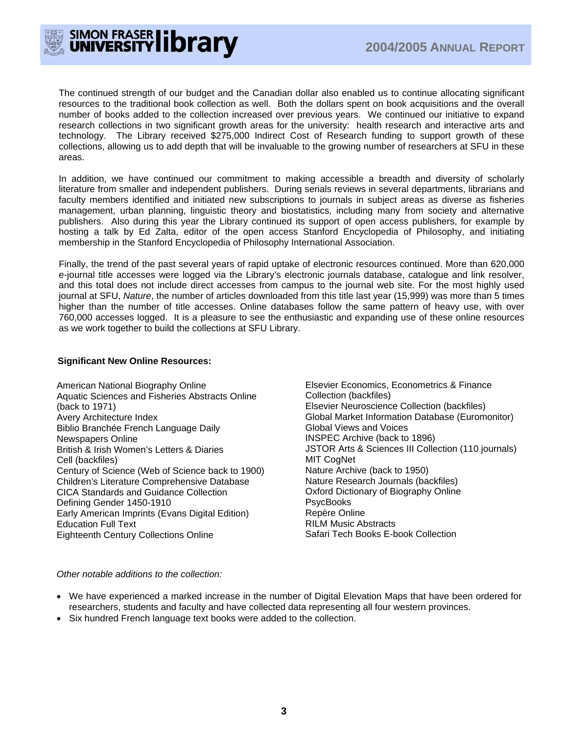The continued strength of our budget and the Canadian dollar also enabled us to continue allocating significant resources to the traditional book collection as well. Both the dollars spent on book acquisitions and the overall number of books added to the collection increased over previous years. We continued our initiative to expand research collections in two significant growth areas for the university: health research and interactive arts and technology. The Library received $275,000 Indirect Cost of Research funding to support growth of these collections, allowing us to add depth that will be invaluable to the growing number of researchers at SFU in these areas.

In addition, we have continued our commitment to making accessible a breadth and diversity of scholarly literature from smaller and independent publishers. During serials reviews in several departments, librarians and faculty members identified and initiated new subscriptions to journals in subject areas as diverse as fisheries management, urban planning, linguistic theory and biostatistics, including many from society and alternative publishers. Also during this year the Library continued its support of open access publishers, for example by hosting a talk by Ed Zalta, editor of the open access Stanford Encyclopedia of Philosophy, and initiating membership in the Stanford Encyclopedia of Philosophy International Association.

Finally, the trend of the past several years of rapid uptake of electronic resources continued. More than 620,000 e-journal title accesses were logged via the Library's electronic journals database, catalogue and link resolver, and this total does not include direct accesses from campus to the journal web site. For the most highly used journal at SFU, *Nature*, the number of articles downloaded from this title last year (15,999) was more than 5 times higher than the number of title accesses. Online databases follow the same pattern of heavy use, with over 760,000 accesses logged. It is a pleasure to see the enthusiastic and expanding use of these online resources as we work together to build the collections at SFU Library.

**Significant New Online Resources:**

- American National Biography Online
- Aquatic Sciences and Fisheries Abstracts Online (back to 1971)
- Avery Architecture Index
- Biblio Branchée French Language Daily Newspapers Online
- British & Irish Women's Letters & Diaries
- Cell (backfiles)
- Century of Science (Web of Science back to 1900)
- Children's Literature Comprehensive Database
- CICA Standards and Guidance Collection
- Defining Gender 1450-1910
- Early American Imprints (Evans Digital Edition)
- Education Full Text
- Eighteenth Century Collections Online
- Elsevier Economics, Econometrics & Finance Collection (backfiles)
- Elsevier Neuroscience Collection (backfiles)
- Global Market Information Database (Euromonitor)
- Global Views and Voices
- INSPEC Archive (back to 1896)
- JSTOR Arts & Sciences III Collection (110 journals)
- MIT CogNet
- Nature Archive (back to 1950)
- Nature Research Journals (backfiles)
- Oxford Dictionary of Biography Online
- PsycBooks
- Repère Online
- RILM Music Abstracts
- Safari Tech Books E-book Collection

*Other notable additions to the collection:*

- We have experienced a marked increase in the number of Digital Elevation Maps that have been ordered for researchers, students and faculty and have collected data representing all four western provinces.
- Six hundred French language text books were added to the collection.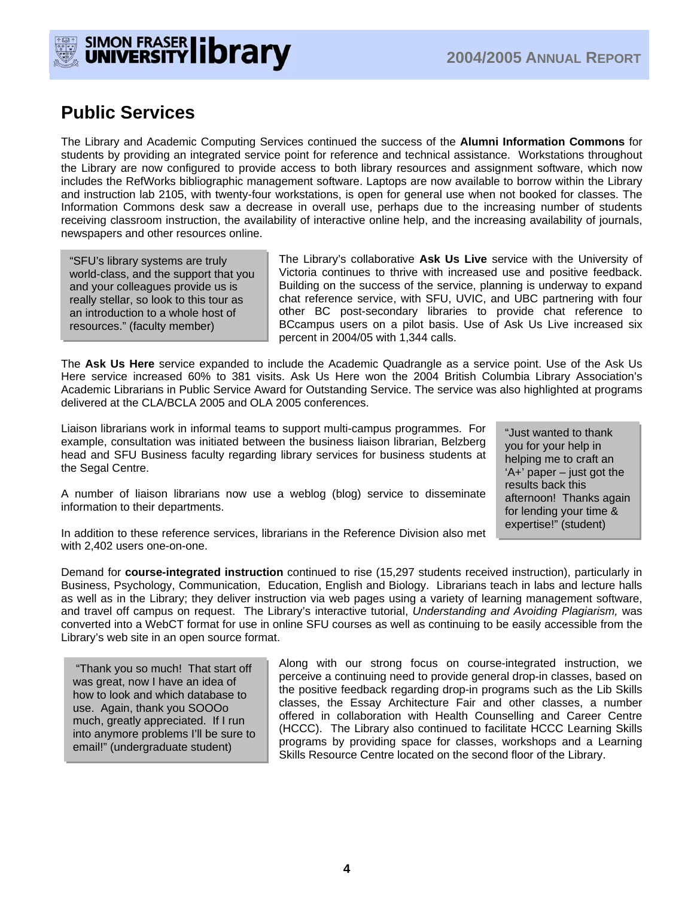## Public Services

The Library and Academic Computing Services continued the success of the **Alumni Information Commons** for students by providing an integrated service point for reference and technical assistance. Workstations throughout the Library are now configured to provide access to both library resources and assignment software, which now includes the RefWorks bibliographic management software. Laptops are now available to borrow within the Library and instruction lab 2105, with twenty-four workstations, is open for general use when not booked for classes. The Information Commons desk saw a decrease in overall use, perhaps due to the increasing number of students receiving classroom instruction, the availability of interactive online help, and the increasing availability of journals, newspapers and other resources online.

> "SFU's library systems are truly world-class, and the support that you and your colleagues provide us is really stellar, so look to this tour as an introduction to a whole host of resources." (faculty member)

The Library's collaborative **Ask Us Live** service with the University of Victoria continues to thrive with increased use and positive feedback. Building on the success of the service, planning is underway to expand chat reference service, with SFU, UVIC, and UBC partnering with four other BC post-secondary libraries to provide chat reference to BCcampus users on a pilot basis. Use of Ask Us Live increased six percent in 2004/05 with 1,344 calls.

The **Ask Us Here** service expanded to include the Academic Quadrangle as a service point. Use of the Ask Us Here service increased 60% to 381 visits. Ask Us Here won the 2004 British Columbia Library Association's Academic Librarians in Public Service Award for Outstanding Service. The service was also highlighted at programs delivered at the CLA/BCLA 2005 and OLA 2005 conferences.

Liaison librarians work in informal teams to support multi-campus programmes. For example, consultation was initiated between the business liaison librarian, Belzberg head and SFU Business faculty regarding library services for business students at the Segal Centre.

A number of liaison librarians now use a weblog (blog) service to disseminate information to their departments.

In addition to these reference services, librarians in the Reference Division also met with 2,402 users one-on-one.

> "Just wanted to thank you for your help in helping me to craft an 'A+' paper – just got the results back this afternoon! Thanks again for lending your time & expertise!" (student)

Demand for **course-integrated instruction** continued to rise (15,297 students received instruction), particularly in Business, Psychology, Communication, Education, English and Biology. Librarians teach in labs and lecture halls as well as in the Library; they deliver instruction via web pages using a variety of learning management software, and travel off campus on request. The Library's interactive tutorial, *Understanding and Avoiding Plagiarism,* was converted into a WebCT format for use in online SFU courses as well as continuing to be easily accessible from the Library's web site in an open source format.

> "Thank you so much! That start off was great, now I have an idea of how to look and which database to use. Again, thank you SOOOo much, greatly appreciated. If I run into anymore problems I'll be sure to email!" (undergraduate student)

Along with our strong focus on course-integrated instruction, we perceive a continuing need to provide general drop-in classes, based on the positive feedback regarding drop-in programs such as the Lib Skills classes, the Essay Architecture Fair and other classes, a number offered in collaboration with Health Counselling and Career Centre (HCCC). The Library also continued to facilitate HCCC Learning Skills programs by providing space for classes, workshops and a Learning Skills Resource Centre located on the second floor of the Library.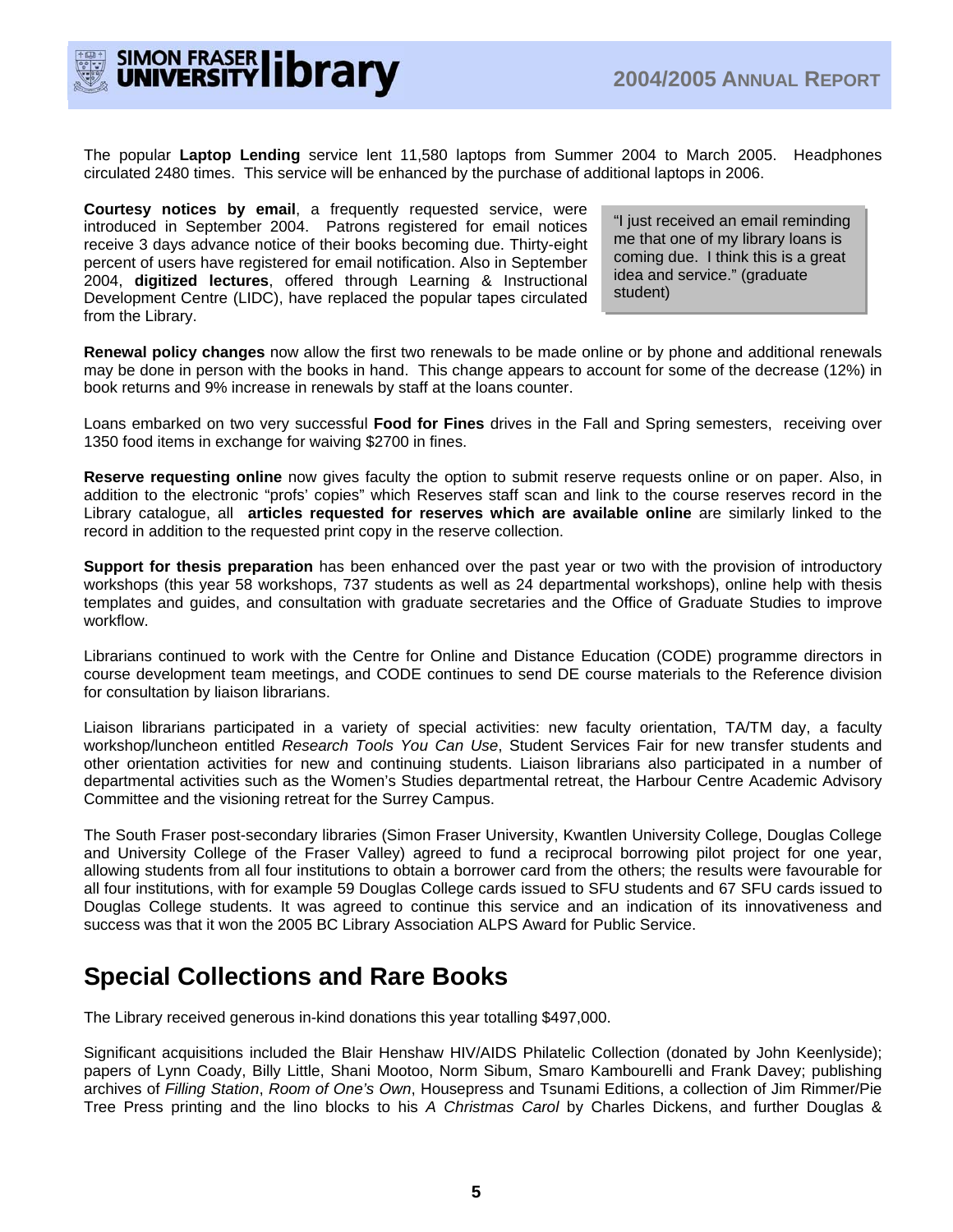The popular **Laptop Lending** service lent 11,580 laptops from Summer 2004 to March 2005. Headphones circulated 2480 times. This service will be enhanced by the purchase of additional laptops in 2006.

**Courtesy notices by email**, a frequently requested service, were introduced in September 2004. Patrons registered for email notices receive 3 days advance notice of their books becoming due. Thirty-eight percent of users have registered for email notification. Also in September 2004, **digitized lectures**, offered through Learning & Instructional Development Centre (LIDC), have replaced the popular tapes circulated from the Library.

> "I just received an email reminding me that one of my library loans is coming due. I think this is a great idea and service." (graduate student)

**Renewal policy changes** now allow the first two renewals to be made online or by phone and additional renewals may be done in person with the books in hand. This change appears to account for some of the decrease (12%) in book returns and 9% increase in renewals by staff at the loans counter.

Loans embarked on two very successful **Food for Fines** drives in the Fall and Spring semesters, receiving over 1350 food items in exchange for waiving $2700 in fines.

**Reserve requesting online** now gives faculty the option to submit reserve requests online or on paper. Also, in addition to the electronic "profs' copies" which Reserves staff scan and link to the course reserves record in the Library catalogue, all **articles requested for reserves which are available online** are similarly linked to the record in addition to the requested print copy in the reserve collection.

**Support for thesis preparation** has been enhanced over the past year or two with the provision of introductory workshops (this year 58 workshops, 737 students as well as 24 departmental workshops), online help with thesis templates and guides, and consultation with graduate secretaries and the Office of Graduate Studies to improve workflow.

Librarians continued to work with the Centre for Online and Distance Education (CODE) programme directors in course development team meetings, and CODE continues to send DE course materials to the Reference division for consultation by liaison librarians.

Liaison librarians participated in a variety of special activities: new faculty orientation, TA/TM day, a faculty workshop/luncheon entitled *Research Tools You Can Use*, Student Services Fair for new transfer students and other orientation activities for new and continuing students. Liaison librarians also participated in a number of departmental activities such as the Women's Studies departmental retreat, the Harbour Centre Academic Advisory Committee and the visioning retreat for the Surrey Campus.

The South Fraser post-secondary libraries (Simon Fraser University, Kwantlen University College, Douglas College and University College of the Fraser Valley) agreed to fund a reciprocal borrowing pilot project for one year, allowing students from all four institutions to obtain a borrower card from the others; the results were favourable for all four institutions, with for example 59 Douglas College cards issued to SFU students and 67 SFU cards issued to Douglas College students. It was agreed to continue this service and an indication of its innovativeness and success was that it won the 2005 BC Library Association ALPS Award for Public Service.

## Special Collections and Rare Books

The Library received generous in-kind donations this year totalling $497,000.

Significant acquisitions included the Blair Henshaw HIV/AIDS Philatelic Collection (donated by John Keenlyside); papers of Lynn Coady, Billy Little, Shani Mootoo, Norm Sibum, Smaro Kamboureli and Frank Davey; publishing archives of *Filling Station*, *Room of One's Own*, Housepress and Tsunami Editions, a collection of Jim Rimmer/Pie Tree Press printing and the lino blocks to his *A Christmas Carol* by Charles Dickens, and further Douglas &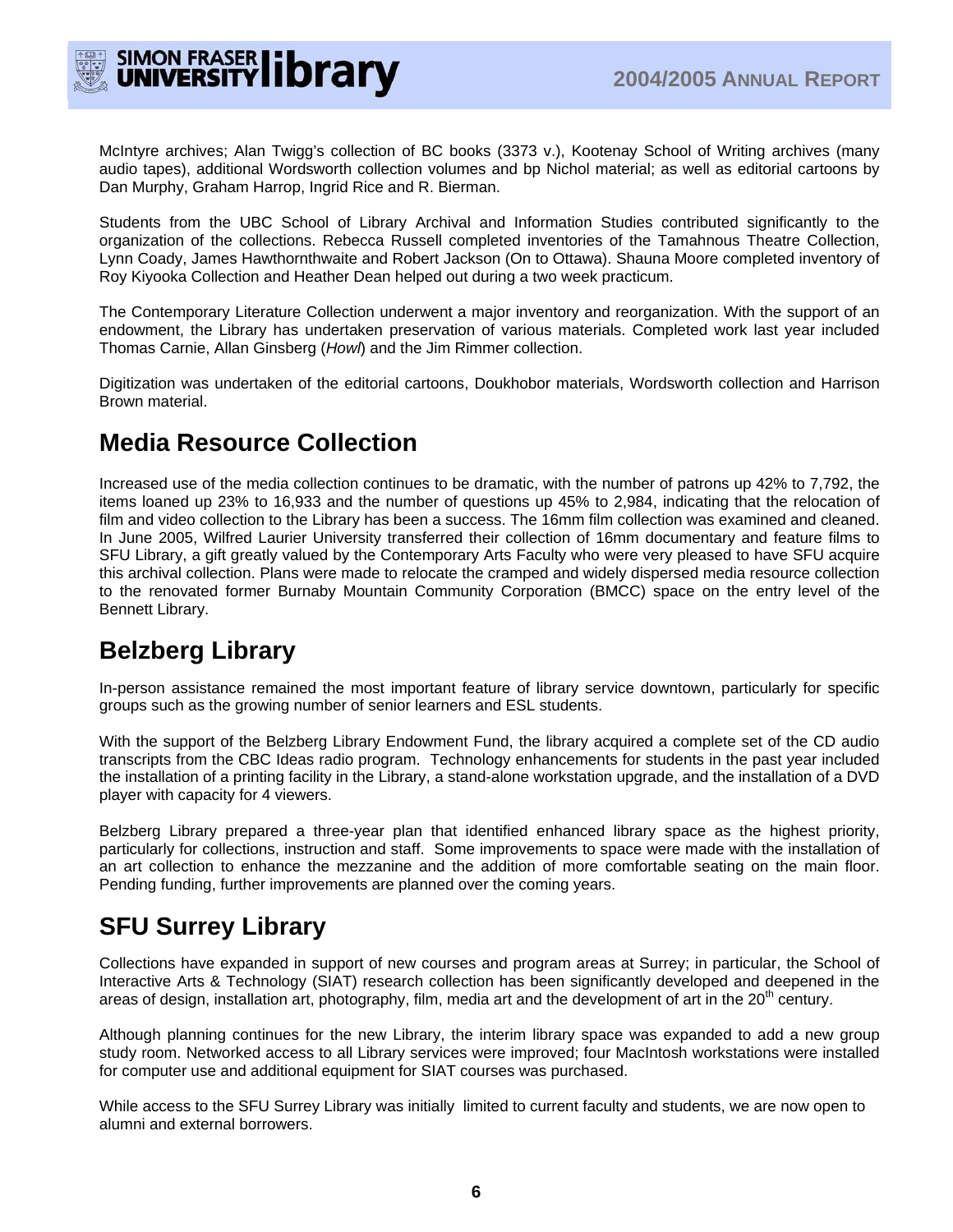McIntyre archives; Alan Twigg's collection of BC books (3373 v.), Kootenay School of Writing archives (many audio tapes), additional Wordsworth collection volumes and bp Nichol material; as well as editorial cartoons by Dan Murphy, Graham Harrop, Ingrid Rice and R. Bierman.

Students from the UBC School of Library Archival and Information Studies contributed significantly to the organization of the collections. Rebecca Russell completed inventories of the Tamahnous Theatre Collection, Lynn Coady, James Hawthornthwaite and Robert Jackson (On to Ottawa). Shauna Moore completed inventory of Roy Kiyooka Collection and Heather Dean helped out during a two week practicum.

The Contemporary Literature Collection underwent a major inventory and reorganization. With the support of an endowment, the Library has undertaken preservation of various materials. Completed work last year included Thomas Carnie, Allan Ginsberg (*Howl*) and the Jim Rimmer collection.

Digitization was undertaken of the editorial cartoons, Doukhobor materials, Wordsworth collection and Harrison Brown material.

## Media Resource Collection

Increased use of the media collection continues to be dramatic, with the number of patrons up 42% to 7,792, the items loaned up 23% to 16,933 and the number of questions up 45% to 2,984, indicating that the relocation of film and video collection to the Library has been a success. The 16mm film collection was examined and cleaned. In June 2005, Wilfred Laurier University transferred their collection of 16mm documentary and feature films to SFU Library, a gift greatly valued by the Contemporary Arts Faculty who were very pleased to have SFU acquire this archival collection. Plans were made to relocate the cramped and widely dispersed media resource collection to the renovated former Burnaby Mountain Community Corporation (BMCC) space on the entry level of the Bennett Library.

## Belzberg Library

In-person assistance remained the most important feature of library service downtown, particularly for specific groups such as the growing number of senior learners and ESL students.

With the support of the Belzberg Library Endowment Fund, the library acquired a complete set of the CD audio transcripts from the CBC Ideas radio program. Technology enhancements for students in the past year included the installation of a printing facility in the Library, a stand-alone workstation upgrade, and the installation of a DVD player with capacity for 4 viewers.

Belzberg Library prepared a three-year plan that identified enhanced library space as the highest priority, particularly for collections, instruction and staff. Some improvements to space were made with the installation of an art collection to enhance the mezzanine and the addition of more comfortable seating on the main floor. Pending funding, further improvements are planned over the coming years.

## SFU Surrey Library

Collections have expanded in support of new courses and program areas at Surrey; in particular, the School of Interactive Arts & Technology (SIAT) research collection has been significantly developed and deepened in the areas of design, installation art, photography, film, media art and the development of art in the 20th century.

Although planning continues for the new Library, the interim library space was expanded to add a new group study room. Networked access to all Library services were improved; four MacIntosh workstations were installed for computer use and additional equipment for SIAT courses was purchased.

While access to the SFU Surrey Library was initially limited to current faculty and students, we are now open to alumni and external borrowers.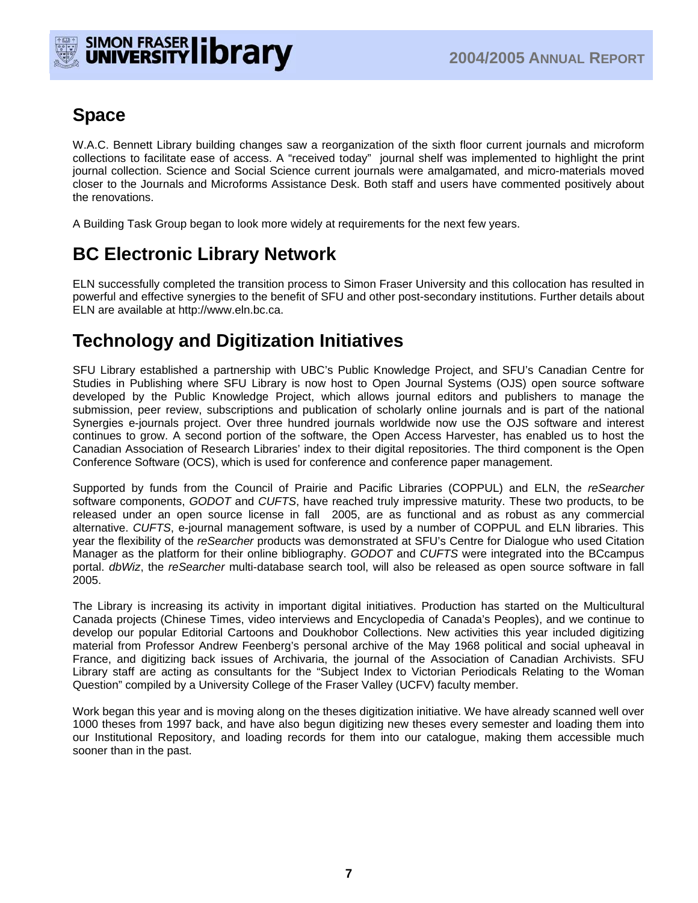## Space

W.A.C. Bennett Library building changes saw a reorganization of the sixth floor current journals and microform collections to facilitate ease of access. A "received today" journal shelf was implemented to highlight the print journal collection. Science and Social Science current journals were amalgamated, and micro-materials moved closer to the Journals and Microforms Assistance Desk. Both staff and users have commented positively about the renovations.

A Building Task Group began to look more widely at requirements for the next few years.

## BC Electronic Library Network

ELN successfully completed the transition process to Simon Fraser University and this collocation has resulted in powerful and effective synergies to the benefit of SFU and other post-secondary institutions. Further details about ELN are available at http://www.eln.bc.ca.

## Technology and Digitization Initiatives

SFU Library established a partnership with UBC's Public Knowledge Project, and SFU's Canadian Centre for Studies in Publishing where SFU Library is now host to Open Journal Systems (OJS) open source software developed by the Public Knowledge Project, which allows journal editors and publishers to manage the submission, peer review, subscriptions and publication of scholarly online journals and is part of the national Synergies e-journals project. Over three hundred journals worldwide now use the OJS software and interest continues to grow. A second portion of the software, the Open Access Harvester, has enabled us to host the Canadian Association of Research Libraries' index to their digital repositories. The third component is the Open Conference Software (OCS), which is used for conference and conference paper management.

Supported by funds from the Council of Prairie and Pacific Libraries (COPPUL) and ELN, the *reSearcher* software components, *GODOT* and *CUFTS*, have reached truly impressive maturity. These two products, to be released under an open source license in fall 2005, are as functional and as robust as any commercial alternative. *CUFTS*, e-journal management software, is used by a number of COPPUL and ELN libraries. This year the flexibility of the *reSearcher* products was demonstrated at SFU's Centre for Dialogue who used Citation Manager as the platform for their online bibliography. *GODOT* and *CUFTS* were integrated into the BCcampus portal. *dbWiz*, the *reSearcher* multi-database search tool, will also be released as open source software in fall 2005.

The Library is increasing its activity in important digital initiatives. Production has started on the Multicultural Canada projects (Chinese Times, video interviews and Encyclopedia of Canada's Peoples), and we continue to develop our popular Editorial Cartoons and Doukhobor Collections. New activities this year included digitizing material from Professor Andrew Feenberg's personal archive of the May 1968 political and social upheaval in France, and digitizing back issues of Archivaria, the journal of the Association of Canadian Archivists. SFU Library staff are acting as consultants for the "Subject Index to Victorian Periodicals Relating to the Woman Question" compiled by a University College of the Fraser Valley (UCFV) faculty member.

Work began this year and is moving along on the theses digitization initiative. We have already scanned well over 1000 theses from 1997 back, and have also begun digitizing new theses every semester and loading them into our Institutional Repository, and loading records for them into our catalogue, making them accessible much sooner than in the past.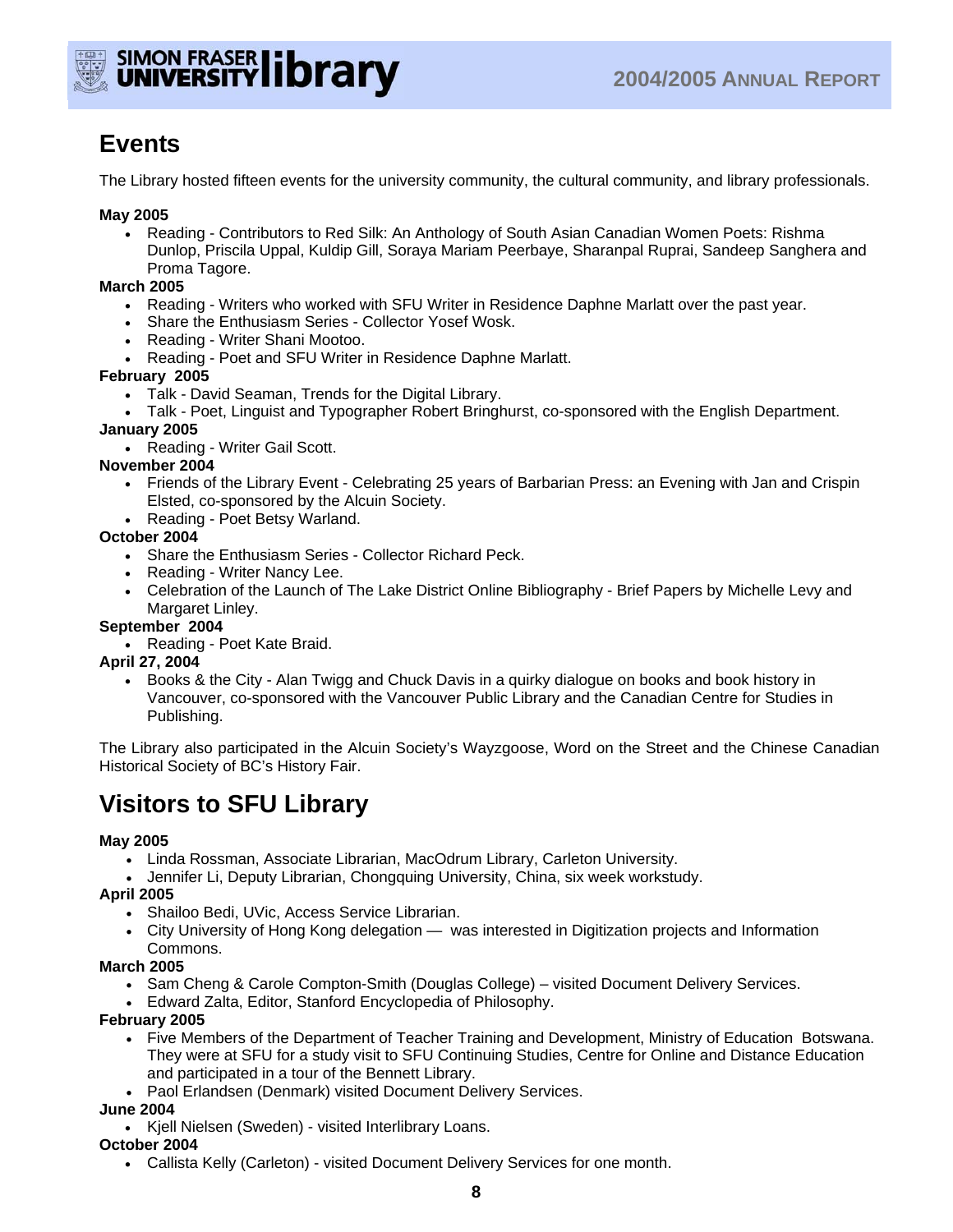## Events

The Library hosted fifteen events for the university community, the cultural community, and library professionals.

**May 2005**

- Reading - Contributors to Red Silk: An Anthology of South Asian Canadian Women Poets: Rishma Dunlop, Priscila Uppal, Kuldip Gill, Soraya Mariam Peerbaye, Sharanpal Ruprai, Sandeep Sanghera and Proma Tagore.

**March 2005**

- Reading - Writers who worked with SFU Writer in Residence Daphne Marlatt over the past year.
- Share the Enthusiasm Series - Collector Yosef Wosk.
- Reading - Writer Shani Mootoo.
- Reading - Poet and SFU Writer in Residence Daphne Marlatt.

**February 2005**

- Talk - David Seaman, Trends for the Digital Library.
- Talk - Poet, Linguist and Typographer Robert Bringhurst, co-sponsored with the English Department.

**January 2005**

- Reading - Writer Gail Scott.

**November 2004**

- Friends of the Library Event - Celebrating 25 years of Barbarian Press: an Evening with Jan and Crispin Elsted, co-sponsored by the Alcuin Society.
- Reading - Poet Betsy Warland.

**October 2004**

- Share the Enthusiasm Series - Collector Richard Peck.
- Reading - Writer Nancy Lee.
- Celebration of the Launch of The Lake District Online Bibliography - Brief Papers by Michelle Levy and Margaret Linley.

**September 2004**

- Reading - Poet Kate Braid.

**April 27, 2004**

- Books & the City - Alan Twigg and Chuck Davis in a quirky dialogue on books and book history in Vancouver, co-sponsored with the Vancouver Public Library and the Canadian Centre for Studies in Publishing.

The Library also participated in the Alcuin Society's Wayzgoose, Word on the Street and the Chinese Canadian Historical Society of BC's History Fair.

## Visitors to SFU Library

**May 2005**

- Linda Rossman, Associate Librarian, MacOdrum Library, Carleton University.
- Jennifer Li, Deputy Librarian, Chongquing University, China, six week workstudy.

**April 2005**

- Shailoo Bedi, UVic, Access Service Librarian.
- City University of Hong Kong delegation — was interested in Digitization projects and Information Commons.

**March 2005**

- Sam Cheng & Carole Compton-Smith (Douglas College) – visited Document Delivery Services.
- Edward Zalta, Editor, Stanford Encyclopedia of Philosophy.

**February 2005**

- Five Members of the Department of Teacher Training and Development, Ministry of Education Botswana. They were at SFU for a study visit to SFU Continuing Studies, Centre for Online and Distance Education and participated in a tour of the Bennett Library.
- Paol Erlandsen (Denmark) visited Document Delivery Services.

**June 2004**

- Kjell Nielsen (Sweden) - visited Interlibrary Loans.

**October 2004**

- Callista Kelly (Carleton) - visited Document Delivery Services for one month.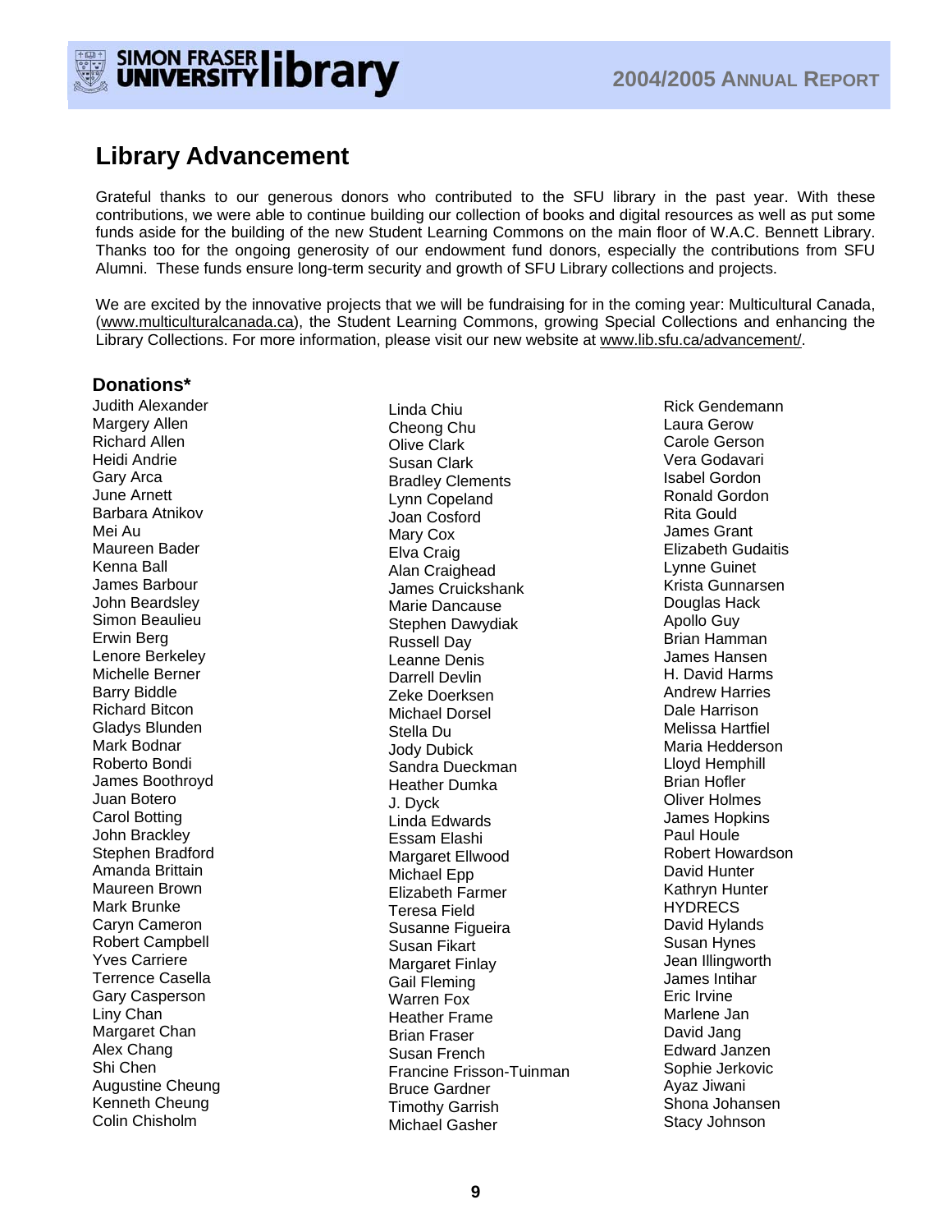## Library Advancement

Grateful thanks to our generous donors who contributed to the SFU library in the past year. With these contributions, we were able to continue building our collection of books and digital resources as well as put some funds aside for the building of the new Student Learning Commons on the main floor of W.A.C. Bennett Library. Thanks too for the ongoing generosity of our endowment fund donors, especially the contributions from SFU Alumni. These funds ensure long-term security and growth of SFU Library collections and projects.

We are excited by the innovative projects that we will be fundraising for in the coming year: Multicultural Canada, (www.multiculturalcanada.ca), the Student Learning Commons, growing Special Collections and enhancing the Library Collections. For more information, please visit our new website at www.lib.sfu.ca/advancement/.

### Donations*

Judith Alexander
Margery Allen
Richard Allen
Heidi Andrie
Gary Arca
June Arnett
Barbara Atnikov
Mei Au
Maureen Bader
Kenna Ball
James Barbour
John Beardsley
Simon Beaulieu
Erwin Berg
Lenore Berkeley
Michelle Berner
Barry Biddle
Richard Bitcon
Gladys Blunden
Mark Bodnar
Roberto Bondi
James Boothroyd
Juan Botero
Carol Botting
John Brackley
Stephen Bradford
Amanda Brittain
Maureen Brown
Mark Brunke
Caryn Cameron
Robert Campbell
Yves Carriere
Terrence Casella
Gary Casperson
Liny Chan
Margaret Chan
Alex Chang
Shi Chen
Augustine Cheung
Kenneth Cheung
Colin Chisholm
Linda Chiu
Cheong Chu
Olive Clark
Susan Clark
Bradley Clements
Lynn Copeland
Joan Cosford
Mary Cox
Elva Craig
Alan Craighead
James Cruickshank
Marie Dancause
Stephen Dawydiak
Russell Day
Leanne Denis
Darrell Devlin
Zeke Doerksen
Michael Dorsel
Stella Du
Jody Dubick
Sandra Dueckman
Heather Dumka
J. Dyck
Linda Edwards
Essam Elashi
Margaret Ellwood
Michael Epp
Elizabeth Farmer
Teresa Field
Susanne Figueira
Susan Fikart
Margaret Finlay
Gail Fleming
Warren Fox
Heather Frame
Brian Fraser
Susan French
Francine Frisson-Tuinman
Bruce Gardner
Timothy Garrish
Michael Gasher
Rick Gendemann
Laura Gerow
Carole Gerson
Vera Godavari
Isabel Gordon
Ronald Gordon
Rita Gould
James Grant
Elizabeth Gudaitis
Lynne Guinet
Krista Gunnarsen
Douglas Hack
Apollo Guy
Brian Hamman
James Hansen
H. David Harms
Andrew Harries
Dale Harrison
Melissa Hartfiel
Maria Hedderson
Lloyd Hemphill
Brian Hofler
Oliver Holmes
James Hopkins
Paul Houle
Robert Howardson
David Hunter
Kathryn Hunter
HYDRECS
David Hylands
Susan Hynes
Jean Illingworth
James Intihar
Eric Irvine
Marlene Jan
David Jang
Edward Janzen
Sophie Jerkovic
Ayaz Jiwani
Shona Johansen
Stacy Johnson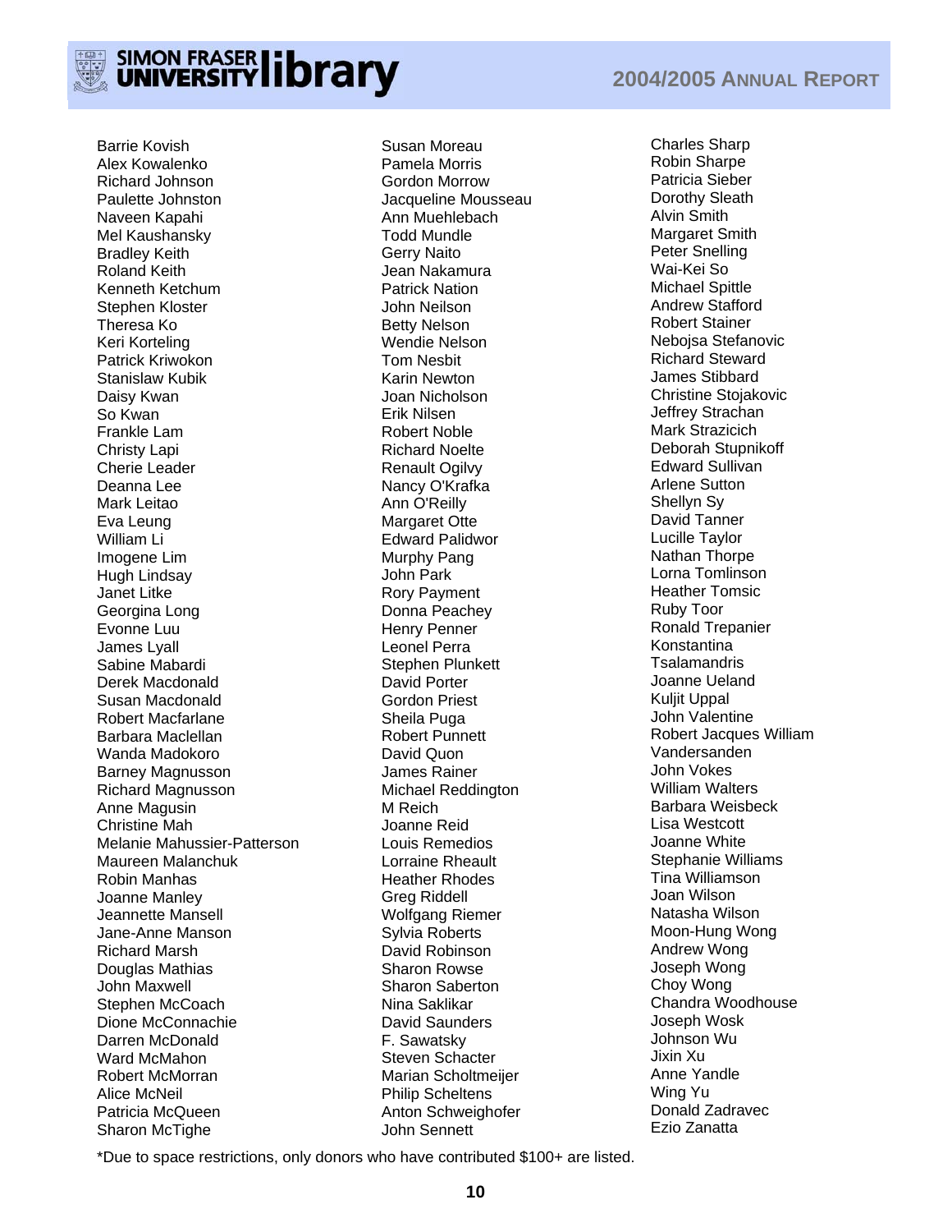Barrie Kovish
Alex Kowalenko
Richard Johnson
Paulette Johnston
Naveen Kapahi
Mel Kaushansky
Bradley Keith
Roland Keith
Kenneth Ketchum
Stephen Kloster
Theresa Ko
Keri Korteling
Patrick Kriwokon
Stanislaw Kubik
Daisy Kwan
So Kwan
Frankle Lam
Christy Lapi
Cherie Leader
Deanna Lee
Mark Leitao
Eva Leung
William Li
Imogene Lim
Hugh Lindsay
Janet Litke
Georgina Long
Evonne Luu
James Lyall
Sabine Mabardi
Derek Macdonald
Susan Macdonald
Robert Macfarlane
Barbara Maclellan
Wanda Madokoro
Barney Magnusson
Richard Magnusson
Anne Magusin
Christine Mah
Melanie Mahussier-Patterson
Maureen Malanchuk
Robin Manhas
Joanne Manley
Jeannette Mansell
Jane-Anne Manson
Richard Marsh
Douglas Mathias
John Maxwell
Stephen McCoach
Dione McConnachie
Darren McDonald
Ward McMahon
Robert McMorran
Alice McNeil
Patricia McQueen
Sharon McTighe
Susan Moreau
Pamela Morris
Gordon Morrow
Jacqueline Mousseau
Ann Muehlebach
Todd Mundle
Gerry Naito
Jean Nakamura
Patrick Nation
John Neilson
Betty Nelson
Wendie Nelson
Tom Nesbit
Karin Newton
Joan Nicholson
Erik Nilsen
Robert Noble
Richard Noelte
Renault Ogilvy
Nancy O'Krafka
Ann O'Reilly
Margaret Otte
Edward Palidwor
Murphy Pang
John Park
Rory Payment
Donna Peachey
Henry Penner
Leonel Perra
Stephen Plunkett
David Porter
Gordon Priest
Sheila Puga
Robert Punnett
David Quon
James Rainer
Michael Reddington
M Reich
Joanne Reid
Louis Remedios
Lorraine Rheault
Heather Rhodes
Greg Riddell
Wolfgang Riemer
Sylvia Roberts
David Robinson
Sharon Rowse
Sharon Saberton
Nina Saklikar
David Saunders
F. Sawatsky
Steven Schacter
Marian Scholtmeijer
Philip Scheltens
Anton Schweighofer
John Sennett
Charles Sharp
Robin Sharpe
Patricia Sieber
Dorothy Sleath
Alvin Smith
Margaret Smith
Peter Snelling
Wai-Kei So
Michael Spittle
Andrew Stafford
Robert Stainer
Nebojsa Stefanovic
Richard Steward
James Stibbard
Christine Stojakovic
Jeffrey Strachan
Mark Strazicich
Deborah Stupnikoff
Edward Sullivan
Arlene Sutton
Shellyn Sy
David Tanner
Lucille Taylor
Nathan Thorpe
Lorna Tomlinson
Heather Tomsic
Ruby Toor
Ronald Trepanier
Konstantina Tsalamandris
Joanne Ueland
Kuljit Uppal
John Valentine
Robert Jacques William Vandersanden
John Vokes
William Walters
Barbara Weisbeck
Lisa Westcott
Joanne White
Stephanie Williams
Tina Williamson
Joan Wilson
Natasha Wilson
Moon-Hung Wong
Andrew Wong
Joseph Wong
Choy Wong
Chandra Woodhouse
Joseph Wosk
Johnson Wu
Jixin Xu
Anne Yandle
Wing Yu
Donald Zadravec
Ezio Zanatta

*Due to space restrictions, only donors who have contributed $100+ are listed.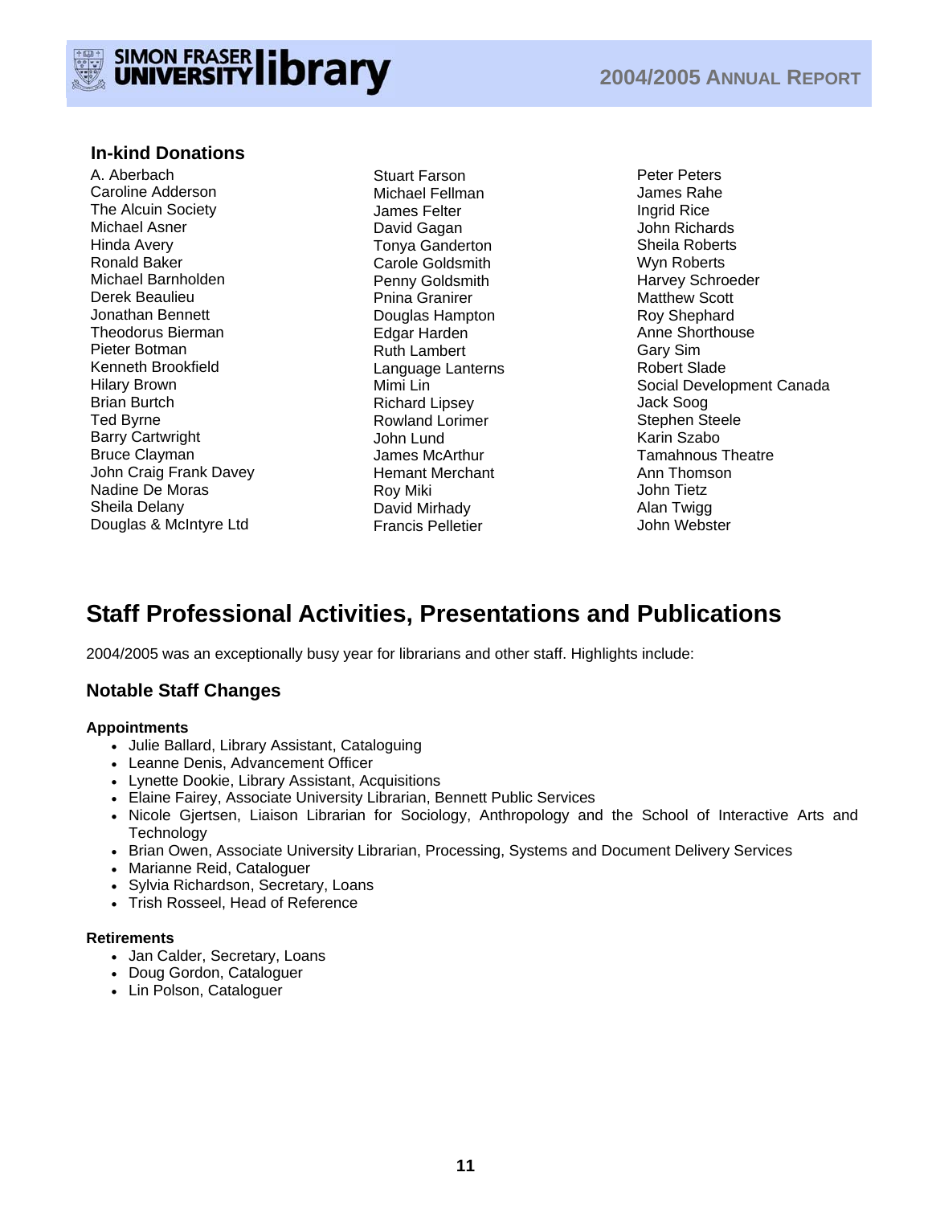## In-kind Donations

A. Aberbach
Caroline Adderson
The Alcuin Society
Michael Asner
Hinda Avery
Ronald Baker
Michael Barnholden
Derek Beaulieu
Jonathan Bennett
Theodorus Bierman
Pieter Botman
Kenneth Brookfield
Hilary Brown
Brian Burtch
Ted Byrne
Barry Cartwright
Bruce Clayman
John Craig Frank Davey
Nadine De Moras
Sheila Delany
Douglas & McIntyre Ltd
Stuart Farson
Michael Fellman
James Felter
David Gagan
Tonya Ganderton
Carole Goldsmith
Penny Goldsmith
Pnina Granirer
Douglas Hampton
Edgar Harden
Ruth Lambert
Language Lanterns
Mimi Lin
Richard Lipsey
Rowland Lorimer
John Lund
James McArthur
Hemant Merchant
Roy Miki
David Mirhady
Francis Pelletier
Peter Peters
James Rahe
Ingrid Rice
John Richards
Sheila Roberts
Wyn Roberts
Harvey Schroeder
Matthew Scott
Roy Shephard
Anne Shorthouse
Gary Sim
Robert Slade
Social Development Canada
Jack Soog
Stephen Steele
Karin Szabo
Tamahnous Theatre
Ann Thomson
John Tietz
Alan Twigg
John Webster

# Staff Professional Activities, Presentations and Publications

2004/2005 was an exceptionally busy year for librarians and other staff. Highlights include:

## Notable Staff Changes

**Appointments**

- Julie Ballard, Library Assistant, Cataloguing
- Leanne Denis, Advancement Officer
- Lynette Dookie, Library Assistant, Acquisitions
- Elaine Fairey, Associate University Librarian, Bennett Public Services
- Nicole Gjertsen, Liaison Librarian for Sociology, Anthropology and the School of Interactive Arts and Technology
- Brian Owen, Associate University Librarian, Processing, Systems and Document Delivery Services
- Marianne Reid, Cataloguer
- Sylvia Richardson, Secretary, Loans
- Trish Rosseel, Head of Reference

**Retirements**

- Jan Calder, Secretary, Loans
- Doug Gordon, Cataloguer
- Lin Polson, Cataloguer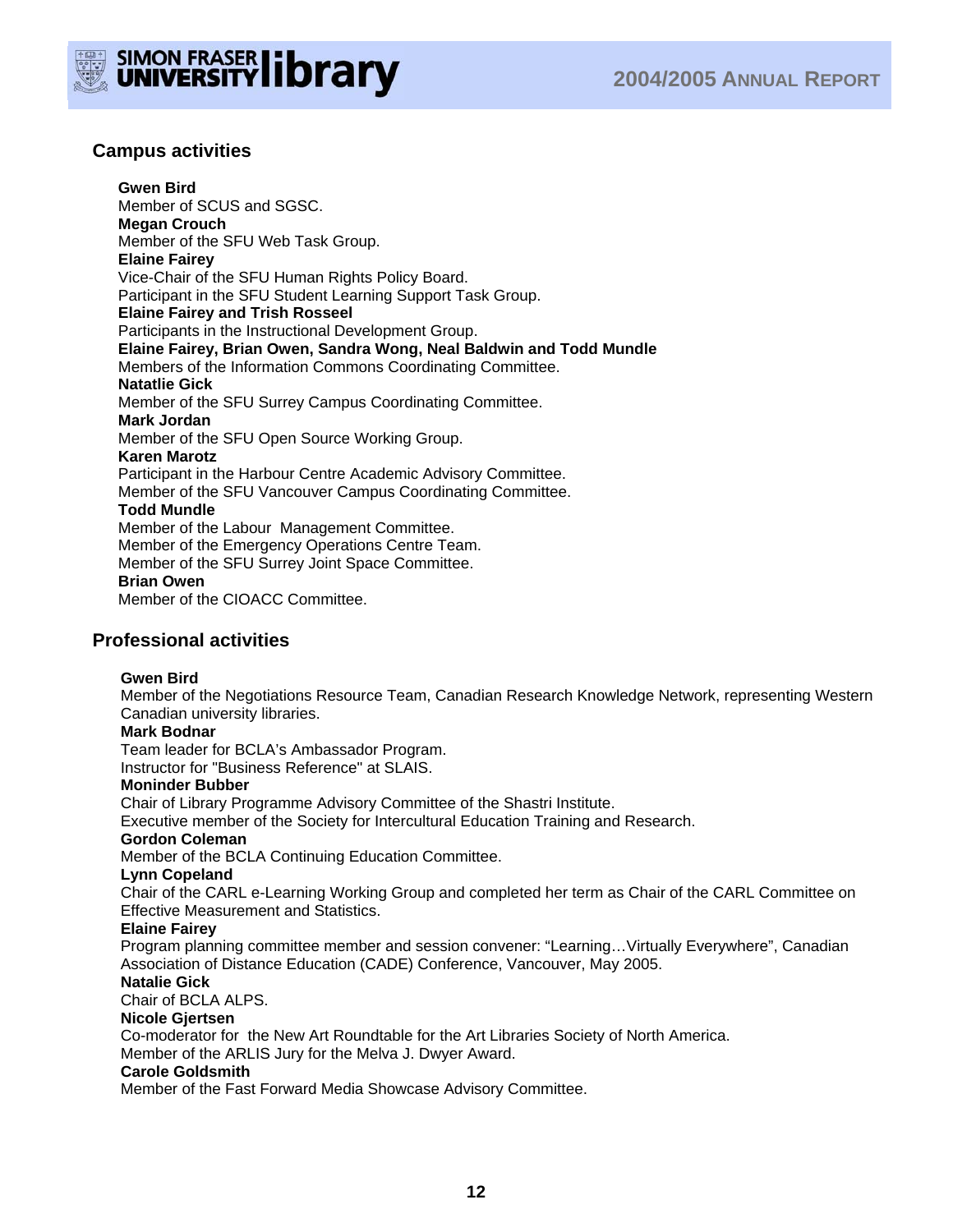## Campus activities

**Gwen Bird**
Member of SCUS and SGSC.
**Megan Crouch**
Member of the SFU Web Task Group.
**Elaine Fairey**
Vice-Chair of the SFU Human Rights Policy Board.
Participant in the SFU Student Learning Support Task Group.
**Elaine Fairey and Trish Rosseel**
Participants in the Instructional Development Group.
**Elaine Fairey, Brian Owen, Sandra Wong, Neal Baldwin and Todd Mundle**
Members of the Information Commons Coordinating Committee.
**Natatlie Gick**
Member of the SFU Surrey Campus Coordinating Committee.
**Mark Jordan**
Member of the SFU Open Source Working Group.
**Karen Marotz**
Participant in the Harbour Centre Academic Advisory Committee.
Member of the SFU Vancouver Campus Coordinating Committee.
**Todd Mundle**
Member of the Labour Management Committee.
Member of the Emergency Operations Centre Team.
Member of the SFU Surrey Joint Space Committee.
**Brian Owen**
Member of the CIOACC Committee.

## Professional activities

**Gwen Bird**
Member of the Negotiations Resource Team, Canadian Research Knowledge Network, representing Western Canadian university libraries.
**Mark Bodnar**
Team leader for BCLA's Ambassador Program.
Instructor for "Business Reference" at SLAIS.
**Moninder Bubber**
Chair of Library Programme Advisory Committee of the Shastri Institute.
Executive member of the Society for Intercultural Education Training and Research.
**Gordon Coleman**
Member of the BCLA Continuing Education Committee.
**Lynn Copeland**
Chair of the CARL e-Learning Working Group and completed her term as Chair of the CARL Committee on Effective Measurement and Statistics.
**Elaine Fairey**
Program planning committee member and session convener: "Learning…Virtually Everywhere", Canadian Association of Distance Education (CADE) Conference, Vancouver, May 2005.
**Natalie Gick**
Chair of BCLA ALPS.
**Nicole Gjertsen**
Co-moderator for the New Art Roundtable for the Art Libraries Society of North America.
Member of the ARLIS Jury for the Melva J. Dwyer Award.
**Carole Goldsmith**
Member of the Fast Forward Media Showcase Advisory Committee.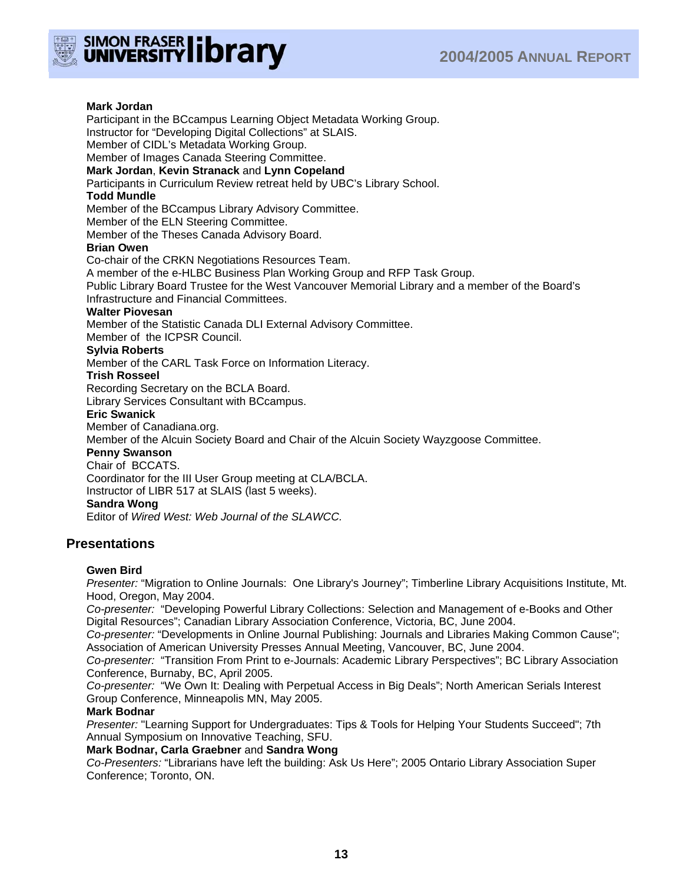**Mark Jordan**
Participant in the BCcampus Learning Object Metadata Working Group.
Instructor for “Developing Digital Collections” at SLAIS.
Member of CIDL’s Metadata Working Group.
Member of Images Canada Steering Committee.
**Mark Jordan**, **Kevin Stranack** and **Lynn Copeland**
Participants in Curriculum Review retreat held by UBC’s Library School.
**Todd Mundle**
Member of the BCcampus Library Advisory Committee.
Member of the ELN Steering Committee.
Member of the Theses Canada Advisory Board.
**Brian Owen**
Co-chair of the CRKN Negotiations Resources Team.
A member of the e-HLBC Business Plan Working Group and RFP Task Group.
Public Library Board Trustee for the West Vancouver Memorial Library and a member of the Board’s Infrastructure and Financial Committees.
**Walter Piovesan**
Member of the Statistic Canada DLI External Advisory Committee.
Member of the ICPSR Council.
**Sylvia Roberts**
Member of the CARL Task Force on Information Literacy.
**Trish Rosseel**
Recording Secretary on the BCLA Board.
Library Services Consultant with BCcampus.
**Eric Swanick**
Member of Canadiana.org.
Member of the Alcuin Society Board and Chair of the Alcuin Society Wayzgoose Committee.
**Penny Swanson**
Chair of BCCATS.
Coordinator for the III User Group meeting at CLA/BCLA.
Instructor of LIBR 517 at SLAIS (last 5 weeks).
**Sandra Wong**
Editor of *Wired West: Web Journal of the SLAWCC.*

## Presentations

**Gwen Bird**
*Presenter:* “Migration to Online Journals: One Library's Journey”; Timberline Library Acquisitions Institute, Mt. Hood, Oregon, May 2004.
*Co-presenter:* “Developing Powerful Library Collections: Selection and Management of e-Books and Other Digital Resources”; Canadian Library Association Conference, Victoria, BC, June 2004.
*Co-presenter:* “Developments in Online Journal Publishing: Journals and Libraries Making Common Cause"; Association of American University Presses Annual Meeting, Vancouver, BC, June 2004.
*Co-presenter:* “Transition From Print to e-Journals: Academic Library Perspectives”; BC Library Association Conference, Burnaby, BC, April 2005.
*Co-presenter:* “We Own It: Dealing with Perpetual Access in Big Deals”; North American Serials Interest Group Conference, Minneapolis MN, May 2005.
**Mark Bodnar**
*Presenter:* "Learning Support for Undergraduates: Tips & Tools for Helping Your Students Succeed"; 7th Annual Symposium on Innovative Teaching, SFU.
**Mark Bodnar, Carla Graebner** and **Sandra Wong**
*Co-Presenters:* “Librarians have left the building: Ask Us Here”; 2005 Ontario Library Association Super Conference; Toronto, ON.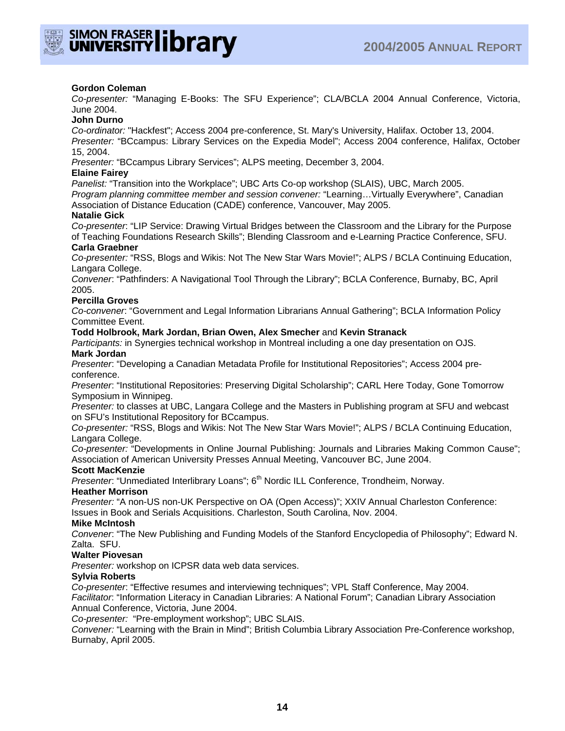**Gordon Coleman**

*Co-presenter:* “Managing E-Books: The SFU Experience”; CLA/BCLA 2004 Annual Conference, Victoria, June 2004.

**John Durno**

*Co-ordinator:* "Hackfest"; Access 2004 pre-conference, St. Mary's University, Halifax. October 13, 2004.

*Presenter:* “BCcampus: Library Services on the Expedia Model”; Access 2004 conference, Halifax, October 15, 2004.

*Presenter:* “BCcampus Library Services”; ALPS meeting, December 3, 2004.

**Elaine Fairey**

*Panelist:* “Transition into the Workplace”; UBC Arts Co-op workshop (SLAIS), UBC, March 2005.

*Program planning committee member and session convener:* “Learning…Virtually Everywhere”, Canadian Association of Distance Education (CADE) conference, Vancouver, May 2005.

**Natalie Gick**

*Co-presenter*: “LIP Service: Drawing Virtual Bridges between the Classroom and the Library for the Purpose of Teaching Foundations Research Skills”; Blending Classroom and e-Learning Practice Conference, SFU.

**Carla Graebner**

*Co-presenter:* “RSS, Blogs and Wikis: Not The New Star Wars Movie!”; ALPS / BCLA Continuing Education, Langara College.

*Convener*: “Pathfinders: A Navigational Tool Through the Library”; BCLA Conference, Burnaby, BC, April 2005.

**Percilla Groves**

*Co-convener*: “Government and Legal Information Librarians Annual Gathering”; BCLA Information Policy Committee Event.

**Todd Holbrook, Mark Jordan, Brian Owen, Alex Smecher** and **Kevin Stranack**

*Participants:* in Synergies technical workshop in Montreal including a one day presentation on OJS.

**Mark Jordan**

*Presenter*: “Developing a Canadian Metadata Profile for Institutional Repositories”; Access 2004 pre-conference.

*Presenter*: “Institutional Repositories: Preserving Digital Scholarship”; CARL Here Today, Gone Tomorrow Symposium in Winnipeg.

*Presenter:* to classes at UBC, Langara College and the Masters in Publishing program at SFU and webcast on SFU’s Institutional Repository for BCcampus.

*Co-presenter:* “RSS, Blogs and Wikis: Not The New Star Wars Movie!”; ALPS / BCLA Continuing Education, Langara College.

*Co-presenter:* “Developments in Online Journal Publishing: Journals and Libraries Making Common Cause"; Association of American University Presses Annual Meeting, Vancouver BC, June 2004.

**Scott MacKenzie**

*Presenter*: “Unmediated Interlibrary Loans”; 6th Nordic ILL Conference, Trondheim, Norway.

**Heather Morrison**

*Presenter:* “A non-US non-UK Perspective on OA (Open Access)”; XXIV Annual Charleston Conference: Issues in Book and Serials Acquisitions. Charleston, South Carolina, Nov. 2004.

**Mike McIntosh**

*Convener*: “The New Publishing and Funding Models of the Stanford Encyclopedia of Philosophy”; Edward N. Zalta. SFU.

**Walter Piovesan**

*Presenter:* workshop on ICPSR data web data services.

**Sylvia Roberts**

*Co-presenter*: “Effective resumes and interviewing techniques”; VPL Staff Conference, May 2004.

*Facilitator*: “Information Literacy in Canadian Libraries: A National Forum”; Canadian Library Association Annual Conference, Victoria, June 2004.

*Co-presenter:* “Pre-employment workshop”; UBC SLAIS.

*Convener:* “Learning with the Brain in Mind”; British Columbia Library Association Pre-Conference workshop, Burnaby, April 2005.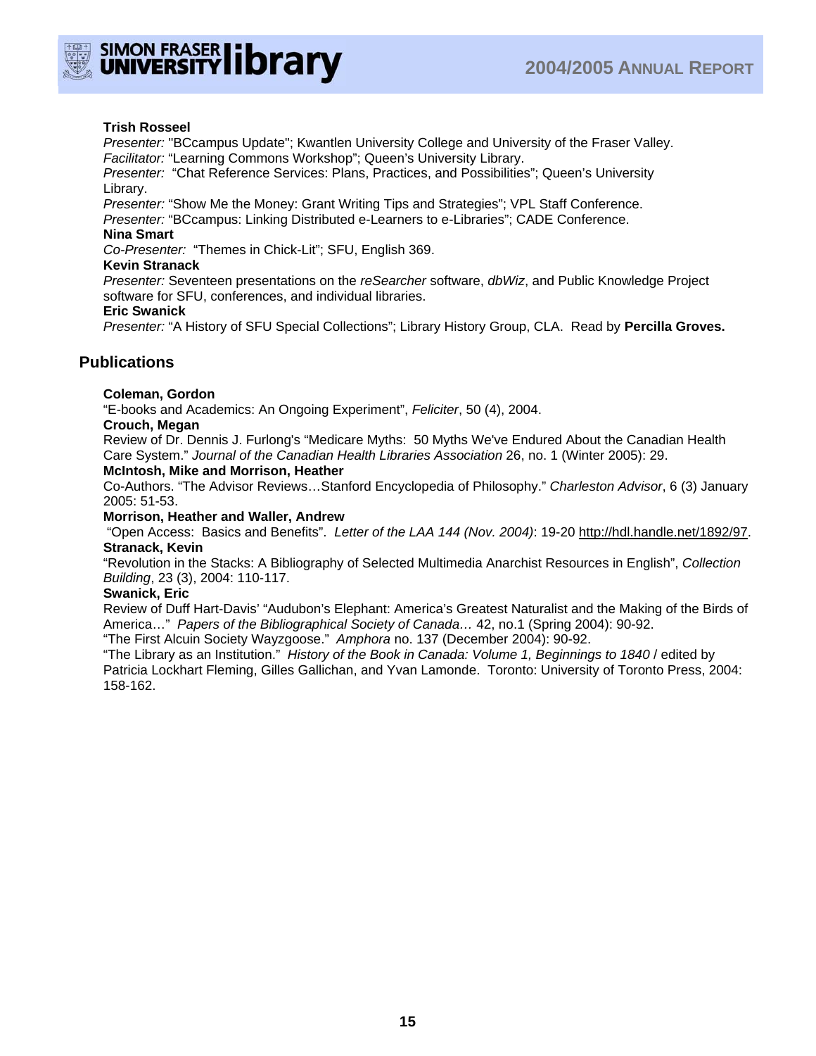**Trish Rosseel**
*Presenter:* "BCcampus Update"; Kwantlen University College and University of the Fraser Valley.
*Facilitator:* “Learning Commons Workshop”; Queen’s University Library.
*Presenter:* “Chat Reference Services: Plans, Practices, and Possibilities”; Queen’s University Library.
*Presenter:* “Show Me the Money: Grant Writing Tips and Strategies”; VPL Staff Conference.
*Presenter:* “BCcampus: Linking Distributed e-Learners to e-Libraries”; CADE Conference.
**Nina Smart**
*Co-Presenter:* “Themes in Chick-Lit”; SFU, English 369.
**Kevin Stranack**
*Presenter:* Seventeen presentations on the *reSearcher* software, *dbWiz*, and Public Knowledge Project software for SFU, conferences, and individual libraries.
**Eric Swanick**
*Presenter:* “A History of SFU Special Collections”; Library History Group, CLA. Read by **Percilla Groves.**

## Publications

**Coleman, Gordon**
“E-books and Academics: An Ongoing Experiment”, *Feliciter*, 50 (4), 2004.
**Crouch, Megan**
Review of Dr. Dennis J. Furlong's “Medicare Myths: 50 Myths We've Endured About the Canadian Health Care System.” *Journal of the Canadian Health Libraries Association* 26, no. 1 (Winter 2005): 29.
**McIntosh, Mike and Morrison, Heather**
Co-Authors. “The Advisor Reviews…Stanford Encyclopedia of Philosophy.” *Charleston Advisor*, 6 (3) January 2005: 51-53.
**Morrison, Heather and Waller, Andrew**
“Open Access: Basics and Benefits”. *Letter of the LAA 144 (Nov. 2004)*: 19-20 http://hdl.handle.net/1892/97.
**Stranack, Kevin**
“Revolution in the Stacks: A Bibliography of Selected Multimedia Anarchist Resources in English”, *Collection Building*, 23 (3), 2004: 110-117.
**Swanick, Eric**
Review of Duff Hart-Davis’ “Audubon’s Elephant: America’s Greatest Naturalist and the Making of the Birds of America…” *Papers of the Bibliographical Society of Canada…* 42, no.1 (Spring 2004): 90-92.
“The First Alcuin Society Wayzgoose.” *Amphora* no. 137 (December 2004): 90-92.
“The Library as an Institution.” *History of the Book in Canada: Volume 1, Beginnings to 1840* / edited by Patricia Lockhart Fleming, Gilles Gallichan, and Yvan Lamonde. Toronto: University of Toronto Press, 2004: 158-162.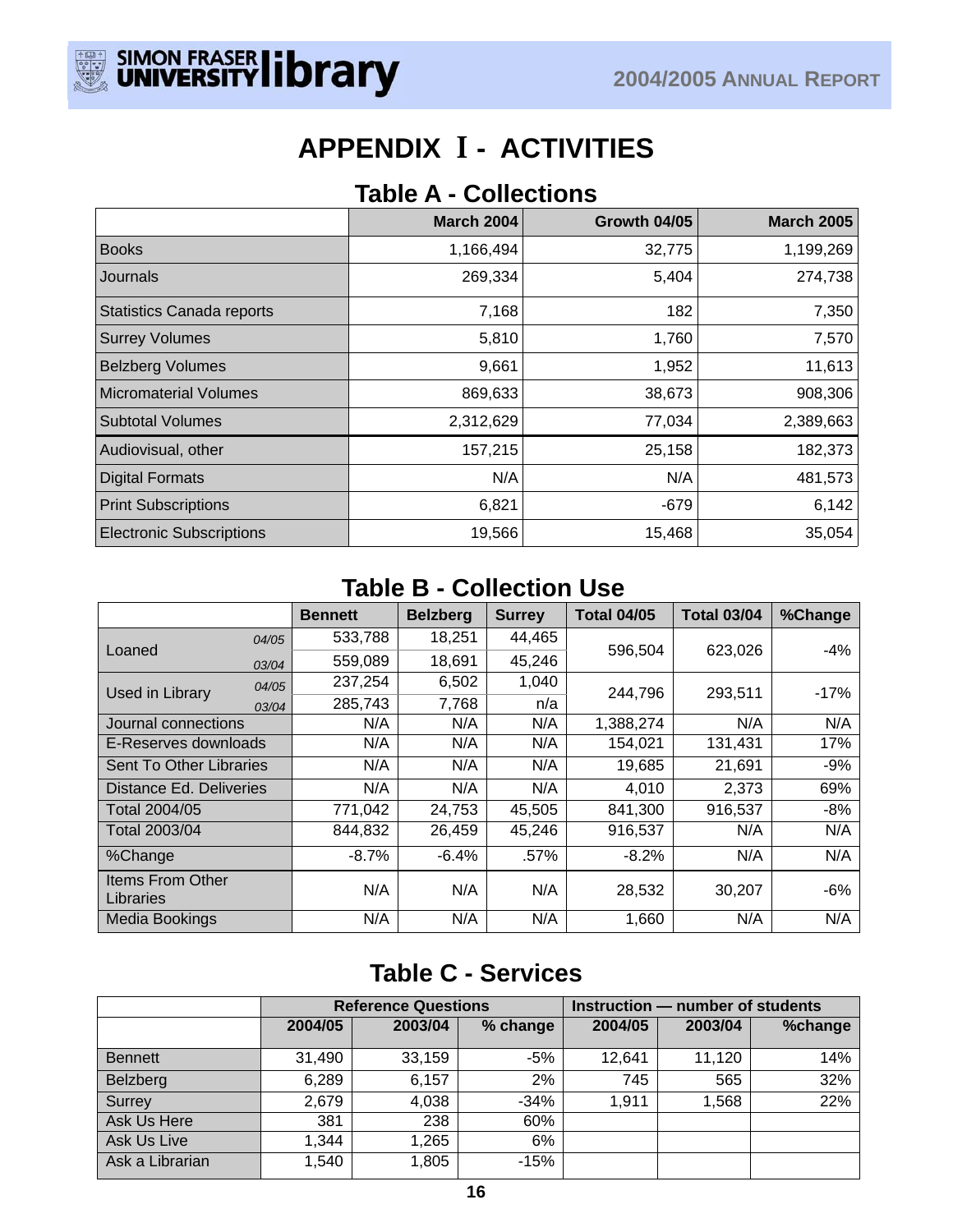# APPENDIX I - ACTIVITIES

## Table A - Collections

| | March 2004 | Growth 04/05 | March 2005 |
|---|---|---|---|
| Books | 1,166,494 | 32,775 | 1,199,269 |
| Journals | 269,334 | 5,404 | 274,738 |
| Statistics Canada reports | 7,168 | 182 | 7,350 |
| Surrey Volumes | 5,810 | 1,760 | 7,570 |
| Belzberg Volumes | 9,661 | 1,952 | 11,613 |
| Micromaterial Volumes | 869,633 | 38,673 | 908,306 |
| Subtotal Volumes | 2,312,629 | 77,034 | 2,389,663 |
| Audiovisual, other | 157,215 | 25,158 | 182,373 |
| Digital Formats | N/A | N/A | 481,573 |
| Print Subscriptions | 6,821 | -679 | 6,142 |
| Electronic Subscriptions | 19,566 | 15,468 | 35,054 |

## Table B - Collection Use

| | | Bennett | Belzberg | Surrey | Total 04/05 | Total 03/04 | %Change |
|---|---|---|---|---|---|---|---|
| Loaned | *04/05* | 533,788 | 18,251 | 44,465 | 596,504 | 623,026 | -4% |
| | *03/04* | 559,089 | 18,691 | 45,246 | | | |
| Used in Library | *04/05* | 237,254 | 6,502 | 1,040 | 244,796 | 293,511 | -17% |
| | *03/04* | 285,743 | 7,768 | n/a | | | |
| Journal connections | | N/A | N/A | N/A | 1,388,274 | N/A | N/A |
| E-Reserves downloads | | N/A | N/A | N/A | 154,021 | 131,431 | 17% |
| Sent To Other Libraries | | N/A | N/A | N/A | 19,685 | 21,691 | -9% |
| Distance Ed. Deliveries | | N/A | N/A | N/A | 4,010 | 2,373 | 69% |
| Total 2004/05 | | 771,042 | 24,753 | 45,505 | 841,300 | 916,537 | -8% |
| Total 2003/04 | | 844,832 | 26,459 | 45,246 | 916,537 | N/A | N/A |
| %Change | | -8.7% | -6.4% | .57% | -8.2% | N/A | N/A |
| Items From Other Libraries | | N/A | N/A | N/A | 28,532 | 30,207 | -6% |
| Media Bookings | | N/A | N/A | N/A | 1,660 | N/A | N/A |

## Table C - Services

| | Reference Questions | | | Instruction — number of students | | |
|---|---|---|---|---|---|---|
| | 2004/05 | 2003/04 | % change | 2004/05 | 2003/04 | %change |
| Bennett | 31,490 | 33,159 | -5% | 12,641 | 11,120 | 14% |
| Belzberg | 6,289 | 6,157 | 2% | 745 | 565 | 32% |
| Surrey | 2,679 | 4,038 | -34% | 1,911 | 1,568 | 22% |
| Ask Us Here | 381 | 238 | 60% | | | |
| Ask Us Live | 1,344 | 1,265 | 6% | | | |
| Ask a Librarian | 1,540 | 1,805 | -15% | | | |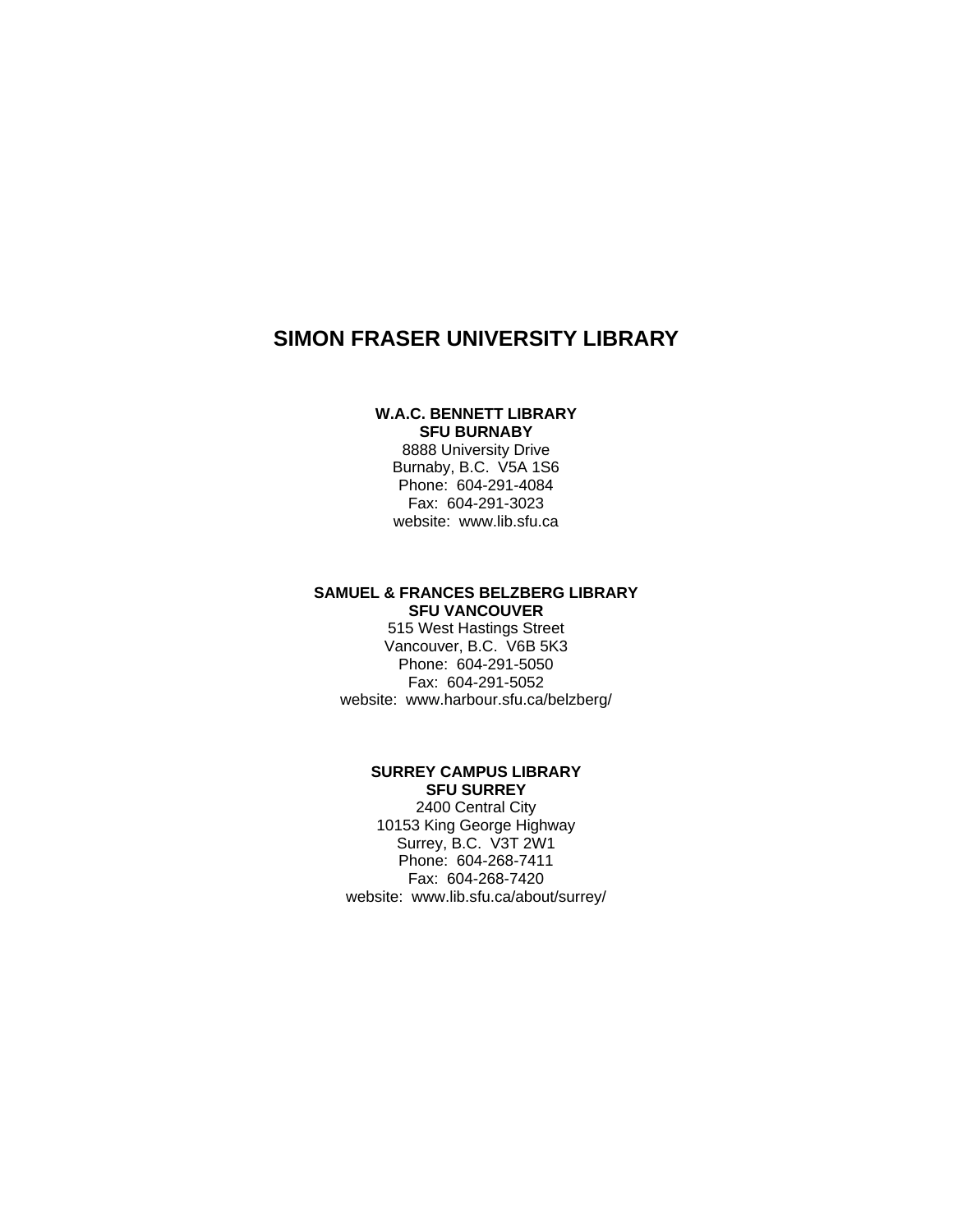# SIMON FRASER UNIVERSITY LIBRARY

**W.A.C. BENNETT LIBRARY**
**SFU BURNABY**
8888 University Drive
Burnaby, B.C. V5A 1S6
Phone: 604-291-4084
Fax: 604-291-3023
website: www.lib.sfu.ca

**SAMUEL & FRANCES BELZBERG LIBRARY**
**SFU VANCOUVER**
515 West Hastings Street
Vancouver, B.C. V6B 5K3
Phone: 604-291-5050
Fax: 604-291-5052
website: www.harbour.sfu.ca/belzberg/

**SURREY CAMPUS LIBRARY**
**SFU SURREY**
2400 Central City
10153 King George Highway
Surrey, B.C. V3T 2W1
Phone: 604-268-7411
Fax: 604-268-7420
website: www.lib.sfu.ca/about/surrey/